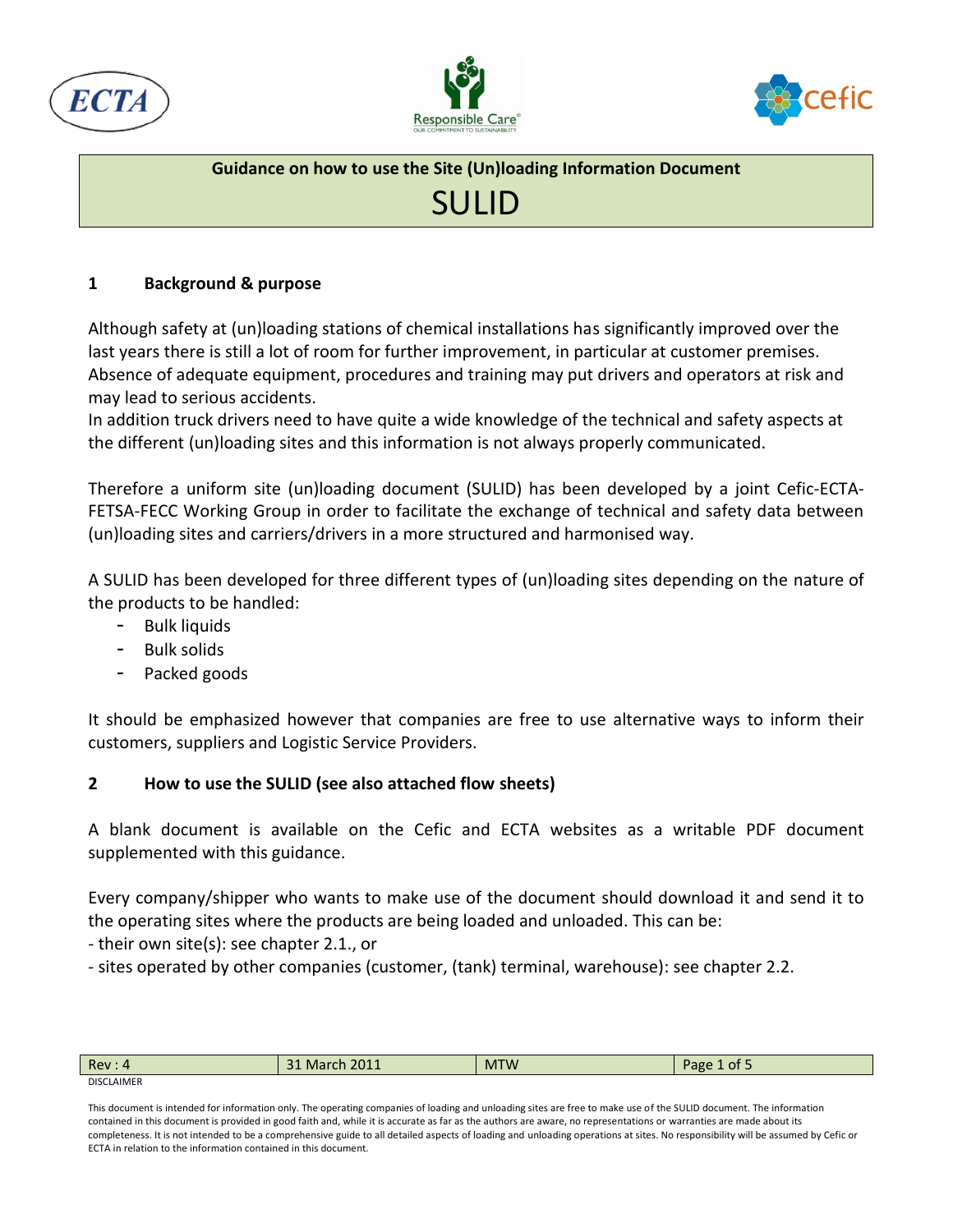**Guidance on how to use the Site (Un)loading Information Document**

# SULID

## 1 Background & purpose

Although safety at (un)loading stations of chemical installations has significantly improved over the last years there is still a lot of room for further improvement, in particular at customer premises. Absence of adequate equipment, procedures and training may put drivers and operators at risk and may lead to serious accidents.
In addition truck drivers need to have quite a wide knowledge of the technical and safety aspects at the different (un)loading sites and this information is not always properly communicated.

Therefore a uniform site (un)loading document (SULID) has been developed by a joint Cefic-ECTA-FETSA-FECC Working Group in order to facilitate the exchange of technical and safety data between (un)loading sites and carriers/drivers in a more structured and harmonised way.

A SULID has been developed for three different types of (un)loading sites depending on the nature of the products to be handled:

- Bulk liquids
- Bulk solids
- Packed goods

It should be emphasized however that companies are free to use alternative ways to inform their customers, suppliers and Logistic Service Providers.

## 2 How to use the SULID (see also attached flow sheets)

A blank document is available on the Cefic and ECTA websites as a writable PDF document supplemented with this guidance.

Every company/shipper who wants to make use of the document should download it and send it to the operating sites where the products are being loaded and unloaded. This can be:
- their own site(s): see chapter 2.1., or
- sites operated by other companies (customer, (tank) terminal, warehouse): see chapter 2.2.

| Rev : 4 | 31 March 2011 | MTW |
|---|---|---|

DISCLAIMER

This document is intended for information only. The operating companies of loading and unloading sites are free to make use of the SULID document. The information contained in this document is provided in good faith and, while it is accurate as far as the authors are aware, no representations or warranties are made about its completeness. It is not intended to be a comprehensive guide to all detailed aspects of loading and unloading operations at sites. No responsibility will be assumed by Cefic or ECTA in relation to the information contained in this document.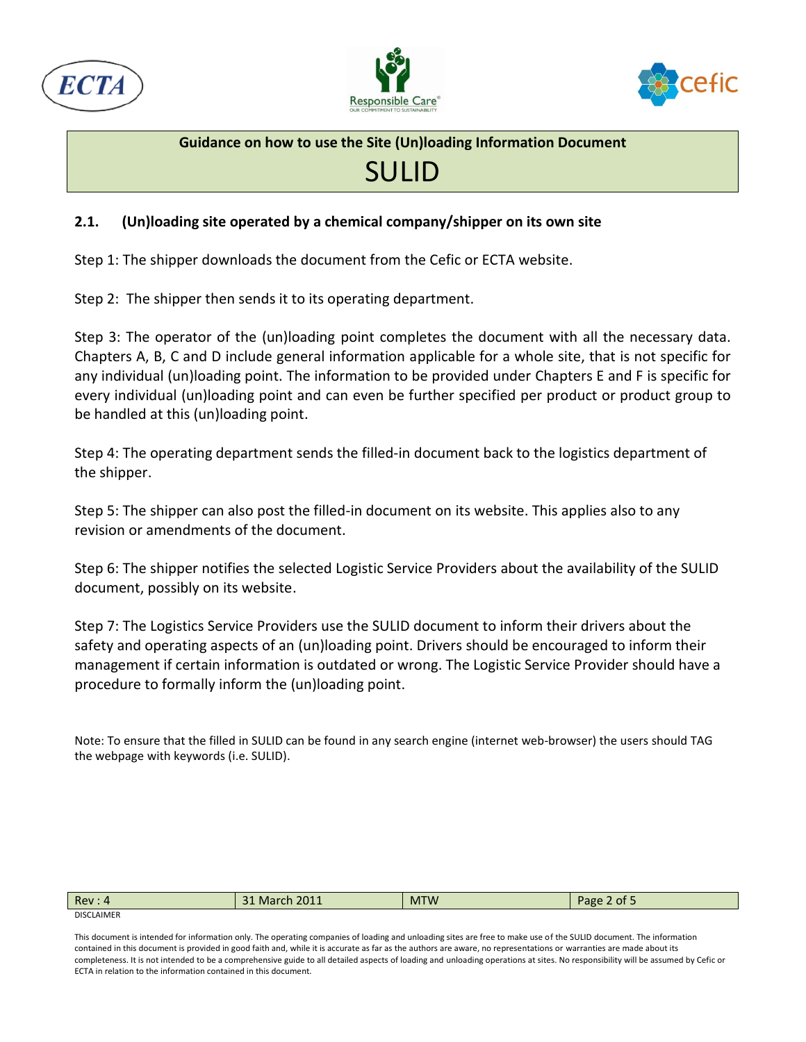## 2.1. (Un)loading site operated by a chemical company/shipper on its own site

Step 1: The shipper downloads the document from the Cefic or ECTA website.

Step 2: The shipper then sends it to its operating department.

Step 3: The operator of the (un)loading point completes the document with all the necessary data. Chapters A, B, C and D include general information applicable for a whole site, that is not specific for any individual (un)loading point. The information to be provided under Chapters E and F is specific for every individual (un)loading point and can even be further specified per product or product group to be handled at this (un)loading point.

Step 4: The operating department sends the filled-in document back to the logistics department of the shipper.

Step 5: The shipper can also post the filled-in document on its website. This applies also to any revision or amendments of the document.

Step 6: The shipper notifies the selected Logistic Service Providers about the availability of the SULID document, possibly on its website.

Step 7: The Logistics Service Providers use the SULID document to inform their drivers about the safety and operating aspects of an (un)loading point. Drivers should be encouraged to inform their management if certain information is outdated or wrong. The Logistic Service Provider should have a procedure to formally inform the (un)loading point.

Note: To ensure that the filled in SULID can be found in any search engine (internet web-browser) the users should TAG the webpage with keywords (i.e. SULID).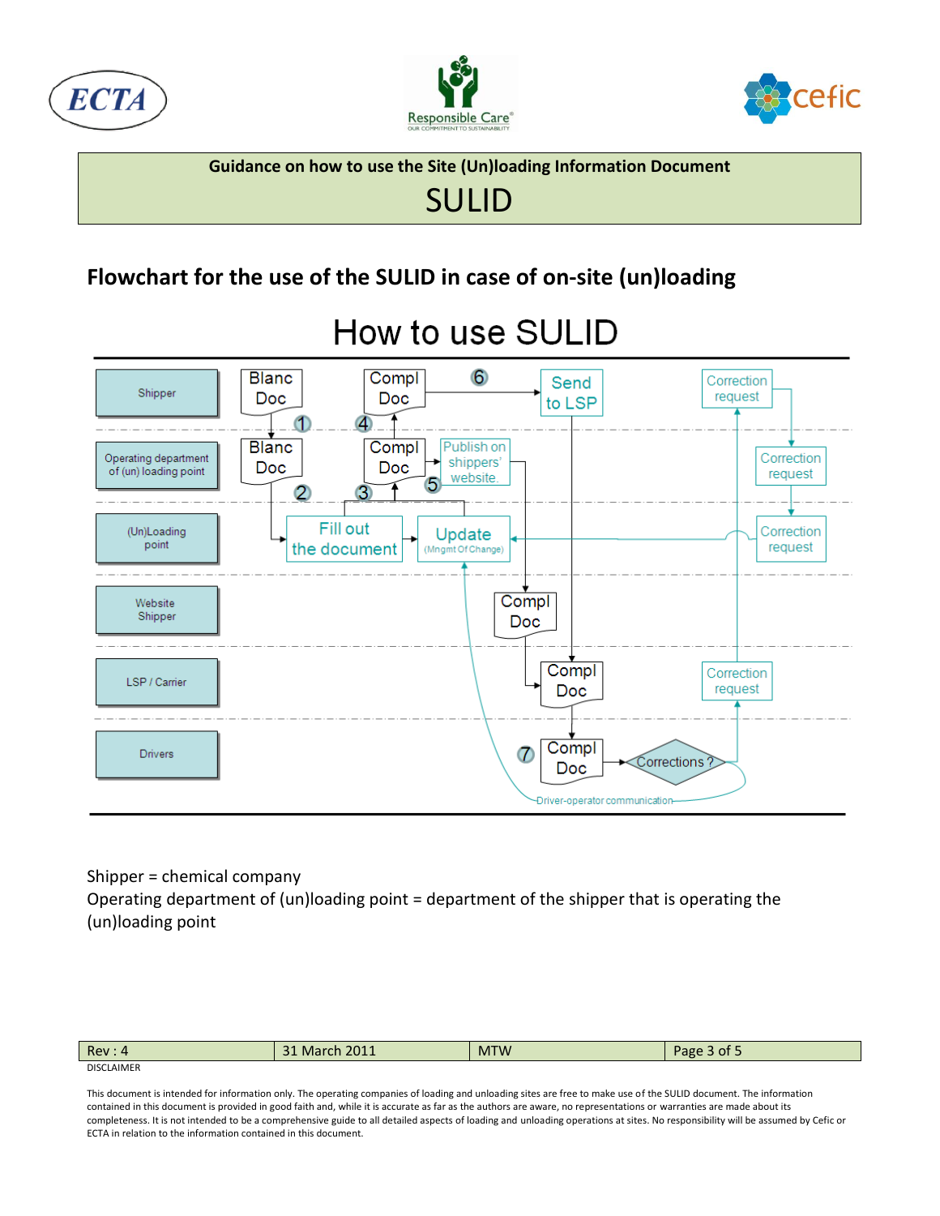Guidance on how to use the Site (Un)loading Information Document

# SULID

## Flowchart for the use of the SULID in case of on-site (un)loading

How to use SULID

| Lane | Flowchart elements |
| --- | --- |
| Shipper | Blanc Doc → (1); Compl Doc (4); (6) Send to LSP; Correction request |
| Operating department of (un) loading point | Blanc Doc (2); Compl Doc (3); (5) Publish on shippers' website.; Correction request |
| (Un)Loading point | Fill out the document; Update (Mngmt Of Change); Correction request |
| Website Shipper | Compl Doc |
| LSP / Carrier | Compl Doc; Correction request |
| Drivers | (7) Compl Doc → Corrections ?; Driver-operator communication |

Shipper = chemical company

Operating department of (un)loading point = department of the shipper that is operating the (un)loading point

| Rev : 4 | 31 March 2011 | MTW | Page 3 of 5 |
| --- | --- | --- | --- |

DISCLAIMER

This document is intended for information only. The operating companies of loading and unloading sites are free to make use of the SULID document. The information contained in this document is provided in good faith and, while it is accurate as far as the authors are aware, no representations or warranties are made about its completeness. It is not intended to be a comprehensive guide to all detailed aspects of loading and unloading operations at sites. No responsibility will be assumed by Cefic or ECTA in relation to the information contained in this document.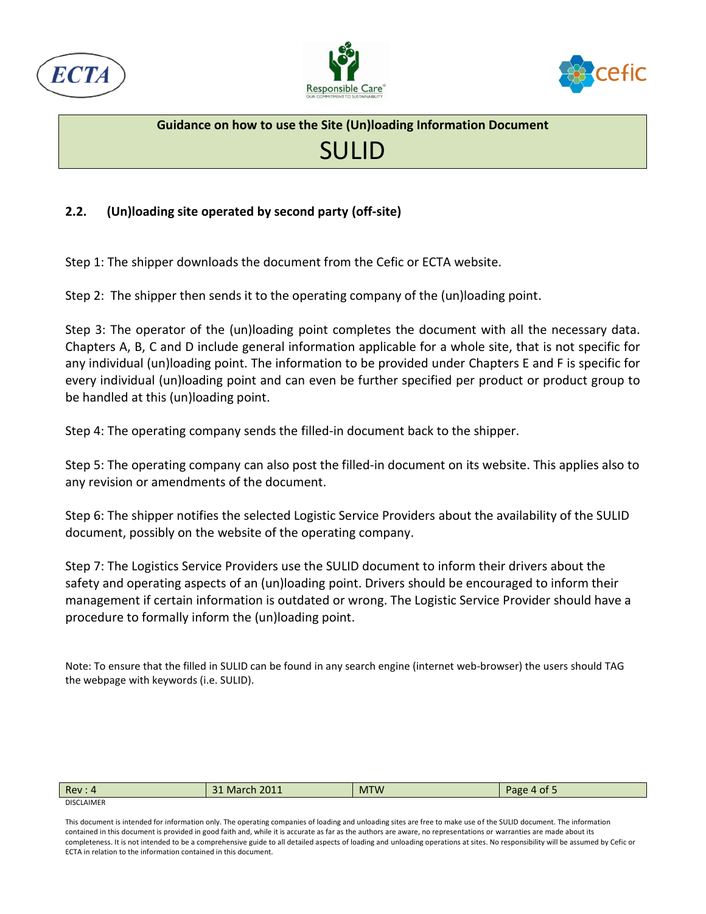## 2.2. (Un)loading site operated by second party (off-site)

Step 1: The shipper downloads the document from the Cefic or ECTA website.

Step 2: The shipper then sends it to the operating company of the (un)loading point.

Step 3: The operator of the (un)loading point completes the document with all the necessary data. Chapters A, B, C and D include general information applicable for a whole site, that is not specific for any individual (un)loading point. The information to be provided under Chapters E and F is specific for every individual (un)loading point and can even be further specified per product or product group to be handled at this (un)loading point.

Step 4: The operating company sends the filled-in document back to the shipper.

Step 5: The operating company can also post the filled-in document on its website. This applies also to any revision or amendments of the document.

Step 6: The shipper notifies the selected Logistic Service Providers about the availability of the SULID document, possibly on the website of the operating company.

Step 7: The Logistics Service Providers use the SULID document to inform their drivers about the safety and operating aspects of an (un)loading point. Drivers should be encouraged to inform their management if certain information is outdated or wrong. The Logistic Service Provider should have a procedure to formally inform the (un)loading point.

Note: To ensure that the filled in SULID can be found in any search engine (internet web-browser) the users should TAG the webpage with keywords (i.e. SULID).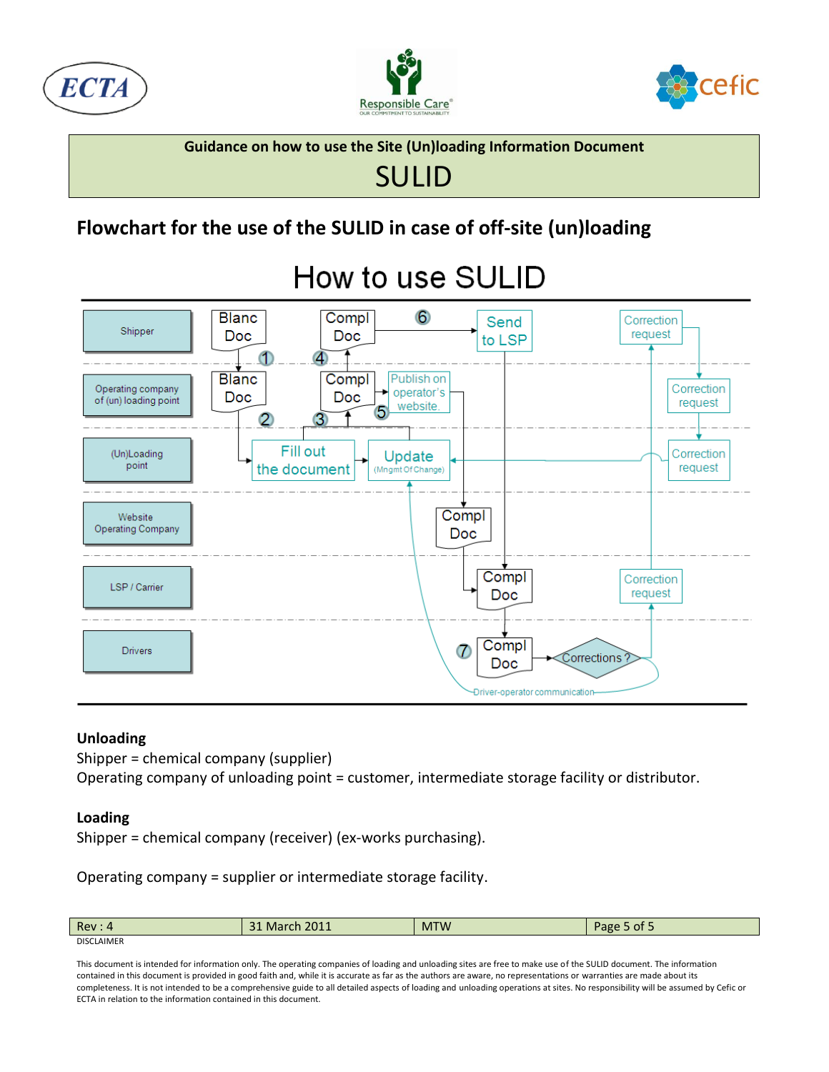**Guidance on how to use the Site (Un)loading Information Document**

# SULID

## Flowchart for the use of the SULID in case of off-site (un)loading

How to use SULID

Shipper

Operating company of (un) loading point

(Un)Loading point

Website Operating Company

LSP / Carrier

Drivers

Blanc Doc

Blanc Doc

1

2

Fill out the document

3

Compl Doc

4

Compl Doc

Publish on operator's website.

5

6

Send to LSP

Update (Mngmt Of Change)

Compl Doc

Compl Doc

Compl Doc

7

Corrections ?

Correction request

Correction request

Correction request

Correction request

Driver-operator communication

### Unloading

Shipper = chemical company (supplier)

Operating company of unloading point = customer, intermediate storage facility or distributor.

### Loading

Shipper = chemical company (receiver) (ex-works purchasing).

Operating company = supplier or intermediate storage facility.

| Rev : 4 | 31 March 2011 | MTW | Page 5 of 5 |
| --- | --- | --- | --- |

DISCLAIMER

This document is intended for information only. The operating companies of loading and unloading sites are free to make use of the SULID document. The information contained in this document is provided in good faith and, while it is accurate as far as the authors are aware, no representations or warranties are made about its completeness. It is not intended to be a comprehensive guide to all detailed aspects of loading and unloading operations at sites. No responsibility will be assumed by Cefic or ECTA in relation to the information contained in this document.